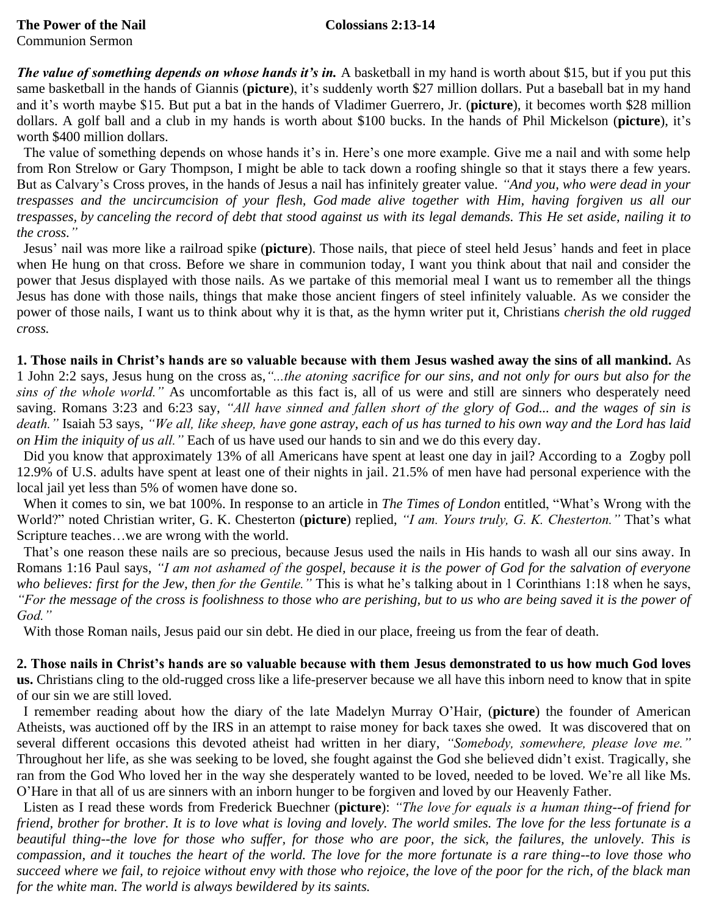**The Power of the Nail** **Colossians 2:13-14**
Communion Sermon

***The value of something depends on whose hands it's in.*** A basketball in my hand is worth about $15, but if you put this same basketball in the hands of Giannis (**picture**), it's suddenly worth $27 million dollars. Put a baseball bat in my hand and it's worth maybe $15. But put a bat in the hands of Vladimer Guerrero, Jr. (**picture**), it becomes worth $28 million dollars. A golf ball and a club in my hands is worth about $100 bucks. In the hands of Phil Mickelson (**picture**), it's worth $400 million dollars.

The value of something depends on whose hands it's in. Here's one more example. Give me a nail and with some help from Ron Strelow or Gary Thompson, I might be able to tack down a roofing shingle so that it stays there a few years. But as Calvary's Cross proves, in the hands of Jesus a nail has infinitely greater value. *"And you, who were dead in your trespasses and the uncircumcision of your flesh, God made alive together with Him, having forgiven us all our trespasses, by canceling the record of debt that stood against us with its legal demands. This He set aside, nailing it to the cross."*

Jesus' nail was more like a railroad spike (**picture**). Those nails, that piece of steel held Jesus' hands and feet in place when He hung on that cross. Before we share in communion today, I want you think about that nail and consider the power that Jesus displayed with those nails. As we partake of this memorial meal I want us to remember all the things Jesus has done with those nails, things that make those ancient fingers of steel infinitely valuable. As we consider the power of those nails, I want us to think about why it is that, as the hymn writer put it, Christians *cherish the old rugged cross.*

**1. Those nails in Christ's hands are so valuable because with them Jesus washed away the sins of all mankind.** As 1 John 2:2 says, Jesus hung on the cross as,*"...the atoning sacrifice for our sins, and not only for ours but also for the sins of the whole world."* As uncomfortable as this fact is, all of us were and still are sinners who desperately need saving. Romans 3:23 and 6:23 say, *"All have sinned and fallen short of the glory of God... and the wages of sin is death."* Isaiah 53 says, *"We all, like sheep, have gone astray, each of us has turned to his own way and the Lord has laid on Him the iniquity of us all."* Each of us have used our hands to sin and we do this every day.

Did you know that approximately 13% of all Americans have spent at least one day in jail? According to a Zogby poll 12.9% of U.S. adults have spent at least one of their nights in jail. 21.5% of men have had personal experience with the local jail yet less than 5% of women have done so.

When it comes to sin, we bat 100%. In response to an article in *The Times of London* entitled, "What's Wrong with the World?" noted Christian writer, G. K. Chesterton (**picture**) replied, *"I am. Yours truly, G. K. Chesterton."* That's what Scripture teaches…we are wrong with the world.

That's one reason these nails are so precious, because Jesus used the nails in His hands to wash all our sins away. In Romans 1:16 Paul says, *"I am not ashamed of the gospel, because it is the power of God for the salvation of everyone who believes: first for the Jew, then for the Gentile."* This is what he's talking about in 1 Corinthians 1:18 when he says, *"For the message of the cross is foolishness to those who are perishing, but to us who are being saved it is the power of God."*

With those Roman nails, Jesus paid our sin debt. He died in our place, freeing us from the fear of death.

**2. Those nails in Christ's hands are so valuable because with them Jesus demonstrated to us how much God loves us.** Christians cling to the old-rugged cross like a life-preserver because we all have this inborn need to know that in spite of our sin we are still loved.

I remember reading about how the diary of the late Madelyn Murray O'Hair, (**picture**) the founder of American Atheists, was auctioned off by the IRS in an attempt to raise money for back taxes she owed. It was discovered that on several different occasions this devoted atheist had written in her diary, *"Somebody, somewhere, please love me."* Throughout her life, as she was seeking to be loved, she fought against the God she believed didn't exist. Tragically, she ran from the God Who loved her in the way she desperately wanted to be loved, needed to be loved. We're all like Ms. O'Hare in that all of us are sinners with an inborn hunger to be forgiven and loved by our Heavenly Father.

Listen as I read these words from Frederick Buechner (**picture**): *"The love for equals is a human thing--of friend for friend, brother for brother. It is to love what is loving and lovely. The world smiles. The love for the less fortunate is a beautiful thing--the love for those who suffer, for those who are poor, the sick, the failures, the unlovely. This is compassion, and it touches the heart of the world. The love for the more fortunate is a rare thing--to love those who succeed where we fail, to rejoice without envy with those who rejoice, the love of the poor for the rich, of the black man for the white man. The world is always bewildered by its saints.*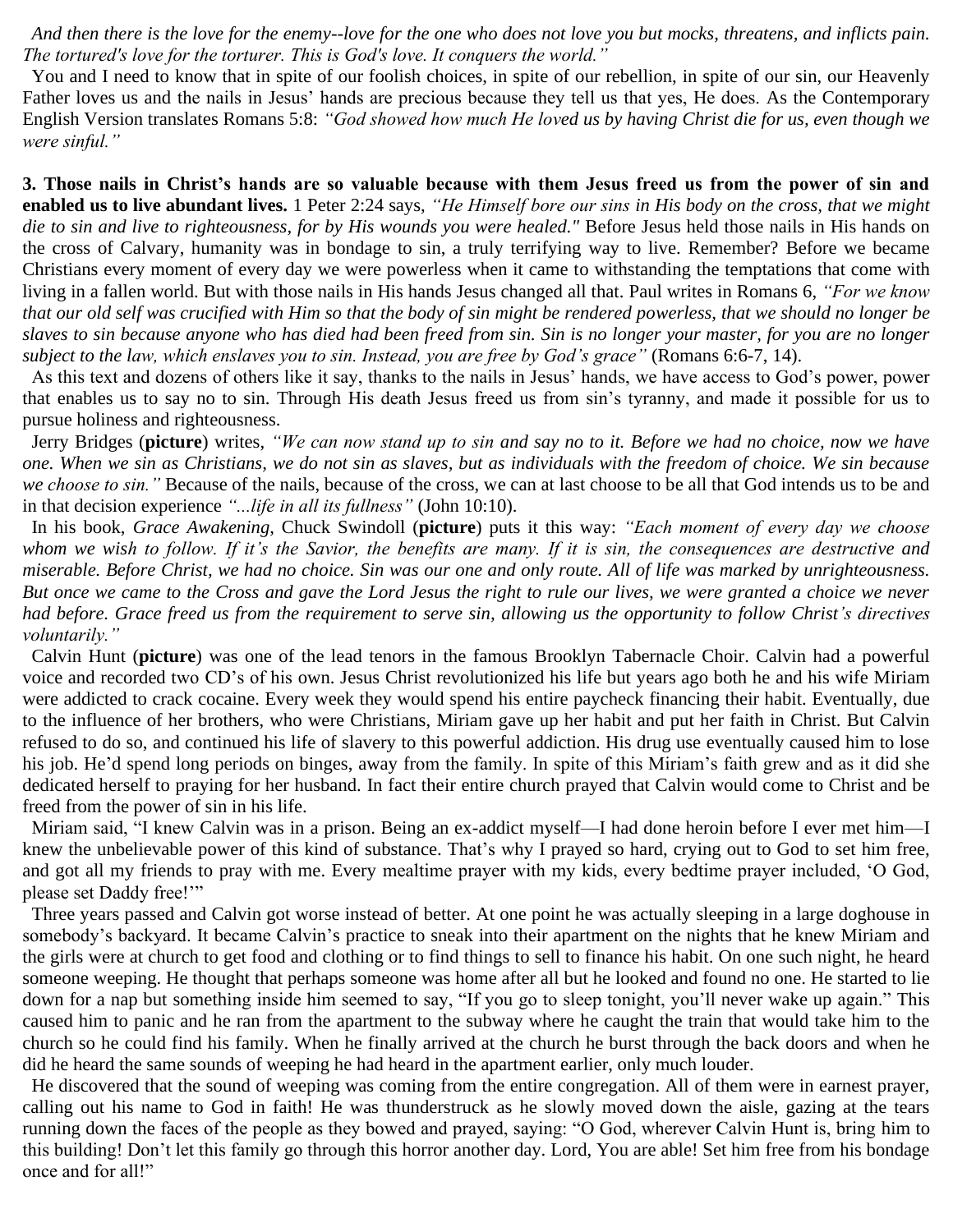*And then there is the love for the enemy--love for the one who does not love you but mocks, threatens, and inflicts pain. The tortured's love for the torturer. This is God's love. It conquers the world."*

You and I need to know that in spite of our foolish choices, in spite of our rebellion, in spite of our sin, our Heavenly Father loves us and the nails in Jesus' hands are precious because they tell us that yes, He does. As the Contemporary English Version translates Romans 5:8: *"God showed how much He loved us by having Christ die for us, even though we were sinful."*

**3. Those nails in Christ's hands are so valuable because with them Jesus freed us from the power of sin and enabled us to live abundant lives.** 1 Peter 2:24 says, *"He Himself bore our sins in His body on the cross, that we might die to sin and live to righteousness, for by His wounds you were healed."* Before Jesus held those nails in His hands on the cross of Calvary, humanity was in bondage to sin, a truly terrifying way to live. Remember? Before we became Christians every moment of every day we were powerless when it came to withstanding the temptations that come with living in a fallen world. But with those nails in His hands Jesus changed all that. Paul writes in Romans 6, *"For we know that our old self was crucified with Him so that the body of sin might be rendered powerless, that we should no longer be slaves to sin because anyone who has died had been freed from sin. Sin is no longer your master, for you are no longer subject to the law, which enslaves you to sin. Instead, you are free by God's grace"* (Romans 6:6-7, 14).

As this text and dozens of others like it say, thanks to the nails in Jesus' hands, we have access to God's power, power that enables us to say no to sin. Through His death Jesus freed us from sin's tyranny, and made it possible for us to pursue holiness and righteousness.

Jerry Bridges (**picture**) writes, *"We can now stand up to sin and say no to it. Before we had no choice, now we have one. When we sin as Christians, we do not sin as slaves, but as individuals with the freedom of choice. We sin because we choose to sin."* Because of the nails, because of the cross, we can at last choose to be all that God intends us to be and in that decision experience *"...life in all its fullness"* (John 10:10).

In his book, *Grace Awakening*, Chuck Swindoll (**picture**) puts it this way: *"Each moment of every day we choose whom we wish to follow. If it's the Savior, the benefits are many. If it is sin, the consequences are destructive and miserable. Before Christ, we had no choice. Sin was our one and only route. All of life was marked by unrighteousness. But once we came to the Cross and gave the Lord Jesus the right to rule our lives, we were granted a choice we never had before. Grace freed us from the requirement to serve sin, allowing us the opportunity to follow Christ's directives voluntarily."*

Calvin Hunt (**picture**) was one of the lead tenors in the famous Brooklyn Tabernacle Choir. Calvin had a powerful voice and recorded two CD's of his own. Jesus Christ revolutionized his life but years ago both he and his wife Miriam were addicted to crack cocaine. Every week they would spend his entire paycheck financing their habit. Eventually, due to the influence of her brothers, who were Christians, Miriam gave up her habit and put her faith in Christ. But Calvin refused to do so, and continued his life of slavery to this powerful addiction. His drug use eventually caused him to lose his job. He'd spend long periods on binges, away from the family. In spite of this Miriam's faith grew and as it did she dedicated herself to praying for her husband. In fact their entire church prayed that Calvin would come to Christ and be freed from the power of sin in his life.

Miriam said, "I knew Calvin was in a prison. Being an ex-addict myself—I had done heroin before I ever met him—I knew the unbelievable power of this kind of substance. That's why I prayed so hard, crying out to God to set him free, and got all my friends to pray with me. Every mealtime prayer with my kids, every bedtime prayer included, 'O God, please set Daddy free!'"

Three years passed and Calvin got worse instead of better. At one point he was actually sleeping in a large doghouse in somebody's backyard. It became Calvin's practice to sneak into their apartment on the nights that he knew Miriam and the girls were at church to get food and clothing or to find things to sell to finance his habit. On one such night, he heard someone weeping. He thought that perhaps someone was home after all but he looked and found no one. He started to lie down for a nap but something inside him seemed to say, "If you go to sleep tonight, you'll never wake up again." This caused him to panic and he ran from the apartment to the subway where he caught the train that would take him to the church so he could find his family. When he finally arrived at the church he burst through the back doors and when he did he heard the same sounds of weeping he had heard in the apartment earlier, only much louder.

He discovered that the sound of weeping was coming from the entire congregation. All of them were in earnest prayer, calling out his name to God in faith! He was thunderstruck as he slowly moved down the aisle, gazing at the tears running down the faces of the people as they bowed and prayed, saying: "O God, wherever Calvin Hunt is, bring him to this building! Don't let this family go through this horror another day. Lord, You are able! Set him free from his bondage once and for all!"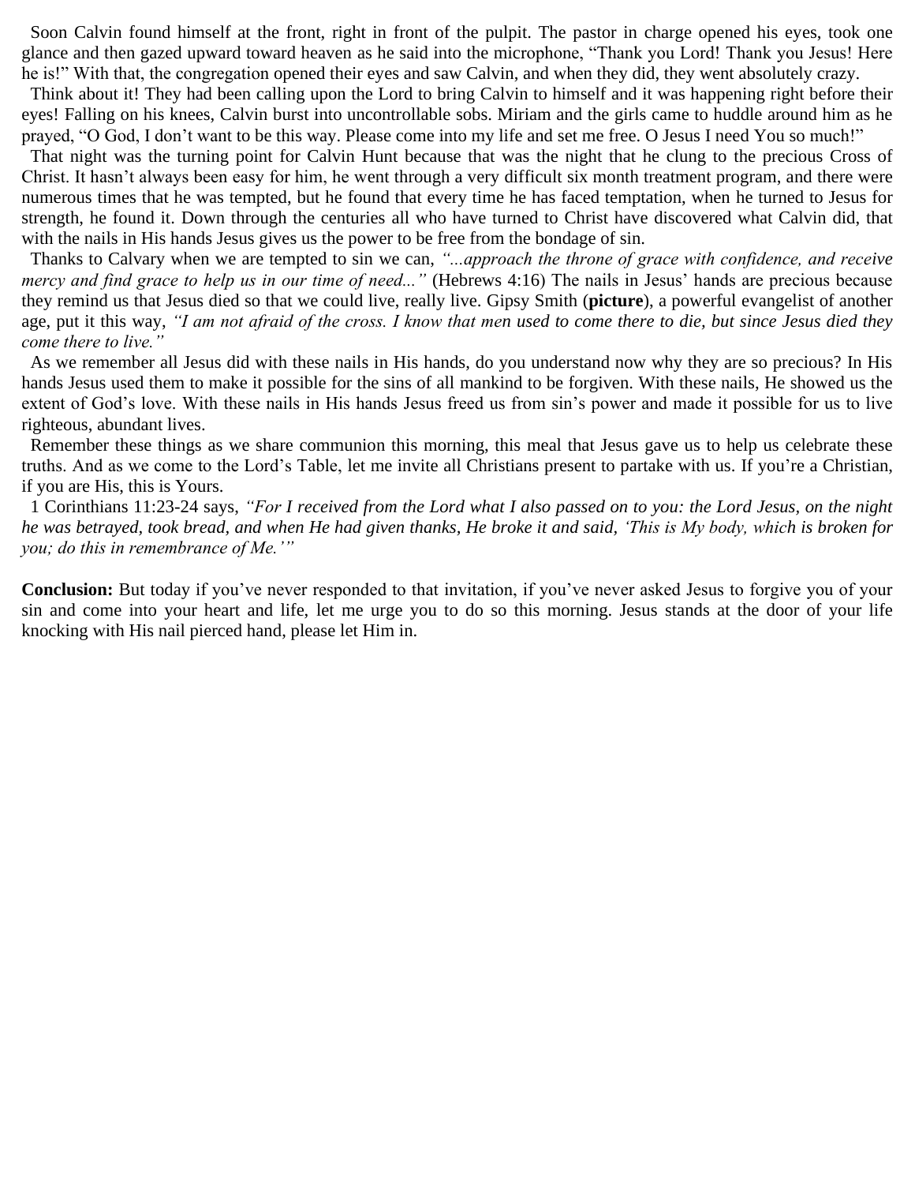Soon Calvin found himself at the front, right in front of the pulpit. The pastor in charge opened his eyes, took one glance and then gazed upward toward heaven as he said into the microphone, “Thank you Lord! Thank you Jesus! Here he is!” With that, the congregation opened their eyes and saw Calvin, and when they did, they went absolutely crazy.

Think about it! They had been calling upon the Lord to bring Calvin to himself and it was happening right before their eyes! Falling on his knees, Calvin burst into uncontrollable sobs. Miriam and the girls came to huddle around him as he prayed, “O God, I don’t want to be this way. Please come into my life and set me free. O Jesus I need You so much!”

That night was the turning point for Calvin Hunt because that was the night that he clung to the precious Cross of Christ. It hasn’t always been easy for him, he went through a very difficult six month treatment program, and there were numerous times that he was tempted, but he found that every time he has faced temptation, when he turned to Jesus for strength, he found it. Down through the centuries all who have turned to Christ have discovered what Calvin did, that with the nails in His hands Jesus gives us the power to be free from the bondage of sin.

Thanks to Calvary when we are tempted to sin we can, *“...approach the throne of grace with confidence, and receive mercy and find grace to help us in our time of need...”* (Hebrews 4:16) The nails in Jesus’ hands are precious because they remind us that Jesus died so that we could live, really live. Gipsy Smith (**picture**), a powerful evangelist of another age, put it this way, *“I am not afraid of the cross. I know that men used to come there to die, but since Jesus died they come there to live.”*

As we remember all Jesus did with these nails in His hands, do you understand now why they are so precious? In His hands Jesus used them to make it possible for the sins of all mankind to be forgiven. With these nails, He showed us the extent of God’s love. With these nails in His hands Jesus freed us from sin’s power and made it possible for us to live righteous, abundant lives.

Remember these things as we share communion this morning, this meal that Jesus gave us to help us celebrate these truths. And as we come to the Lord’s Table, let me invite all Christians present to partake with us. If you’re a Christian, if you are His, this is Yours.

1 Corinthians 11:23-24 says, *“For I received from the Lord what I also passed on to you: the Lord Jesus, on the night he was betrayed, took bread, and when He had given thanks, He broke it and said, ‘This is My body, which is broken for you; do this in remembrance of Me.’”*

**Conclusion:** But today if you’ve never responded to that invitation, if you’ve never asked Jesus to forgive you of your sin and come into your heart and life, let me urge you to do so this morning. Jesus stands at the door of your life knocking with His nail pierced hand, please let Him in.